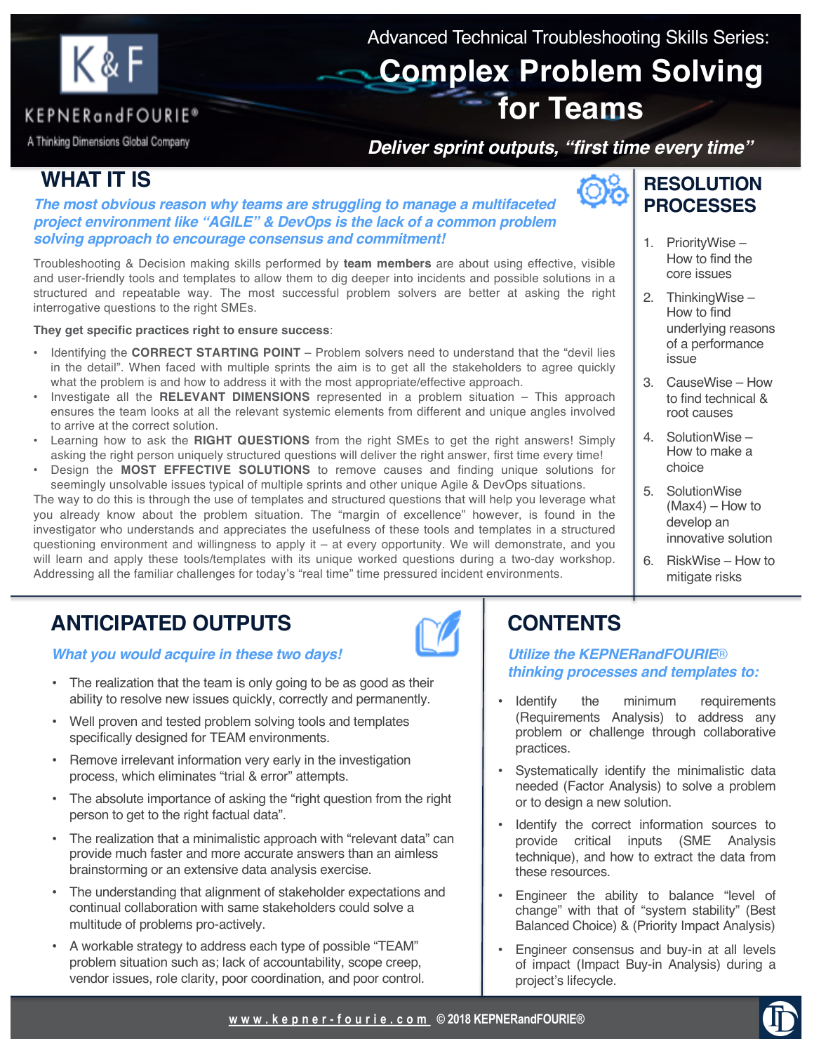KEPNERandFOURIE®

A Thinking Dimensions Global Company

Advanced Technical Troubleshooting Skills Series:

# Complex Problem Solving for Teams

***Deliver sprint outputs, "first time every time"***

## WHAT IT IS

***The most obvious reason why teams are struggling to manage a multifaceted project environment like "AGILE" & DevOps is the lack of a common problem solving approach to encourage consensus and commitment!***

Troubleshooting & Decision making skills performed by **team members** are about using effective, visible and user-friendly tools and templates to allow them to dig deeper into incidents and possible solutions in a structured and repeatable way. The most successful problem solvers are better at asking the right interrogative questions to the right SMEs.

**They get specific practices right to ensure success**:

- Identifying the **CORRECT STARTING POINT** – Problem solvers need to understand that the "devil lies in the detail". When faced with multiple sprints the aim is to get all the stakeholders to agree quickly what the problem is and how to address it with the most appropriate/effective approach.
- Investigate all the **RELEVANT DIMENSIONS** represented in a problem situation – This approach ensures the team looks at all the relevant systemic elements from different and unique angles involved to arrive at the correct solution.
- Learning how to ask the **RIGHT QUESTIONS** from the right SMEs to get the right answers! Simply asking the right person uniquely structured questions will deliver the right answer, first time every time!
- Design the **MOST EFFECTIVE SOLUTIONS** to remove causes and finding unique solutions for seemingly unsolvable issues typical of multiple sprints and other unique Agile & DevOps situations.

The way to do this is through the use of templates and structured questions that will help you leverage what you already know about the problem situation. The "margin of excellence" however, is found in the investigator who understands and appreciates the usefulness of these tools and templates in a structured questioning environment and willingness to apply it – at every opportunity. We will demonstrate, and you will learn and apply these tools/templates with its unique worked questions during a two-day workshop. Addressing all the familiar challenges for today's "real time" time pressured incident environments.

## RESOLUTION PROCESSES

1. PriorityWise – How to find the core issues
2. ThinkingWise – How to find underlying reasons of a performance issue
3. CauseWise – How to find technical & root causes
4. SolutionWise – How to make a choice
5. SolutionWise (Max4) – How to develop an innovative solution
6. RiskWise – How to mitigate risks

## ANTICIPATED OUTPUTS

***What you would acquire in these two days!***

- The realization that the team is only going to be as good as their ability to resolve new issues quickly, correctly and permanently.
- Well proven and tested problem solving tools and templates specifically designed for TEAM environments.
- Remove irrelevant information very early in the investigation process, which eliminates "trial & error" attempts.
- The absolute importance of asking the "right question from the right person to get to the right factual data".
- The realization that a minimalistic approach with "relevant data" can provide much faster and more accurate answers than an aimless brainstorming or an extensive data analysis exercise.
- The understanding that alignment of stakeholder expectations and continual collaboration with same stakeholders could solve a multitude of problems pro-actively.
- A workable strategy to address each type of possible "TEAM" problem situation such as; lack of accountability, scope creep, vendor issues, role clarity, poor coordination, and poor control.

## CONTENTS

***Utilize the KEPNERandFOURIE® thinking processes and templates to:***

- Identify the minimum requirements (Requirements Analysis) to address any problem or challenge through collaborative practices.
- Systematically identify the minimalistic data needed (Factor Analysis) to solve a problem or to design a new solution.
- Identify the correct information sources to provide critical inputs (SME Analysis technique), and how to extract the data from these resources.
- Engineer the ability to balance "level of change" with that of "system stability" (Best Balanced Choice) & (Priority Impact Analysis)
- Engineer consensus and buy-in at all levels of impact (Impact Buy-in Analysis) during a project's lifecycle.

www.kepner-fourie.com © 2018 KEPNERandFOURIE®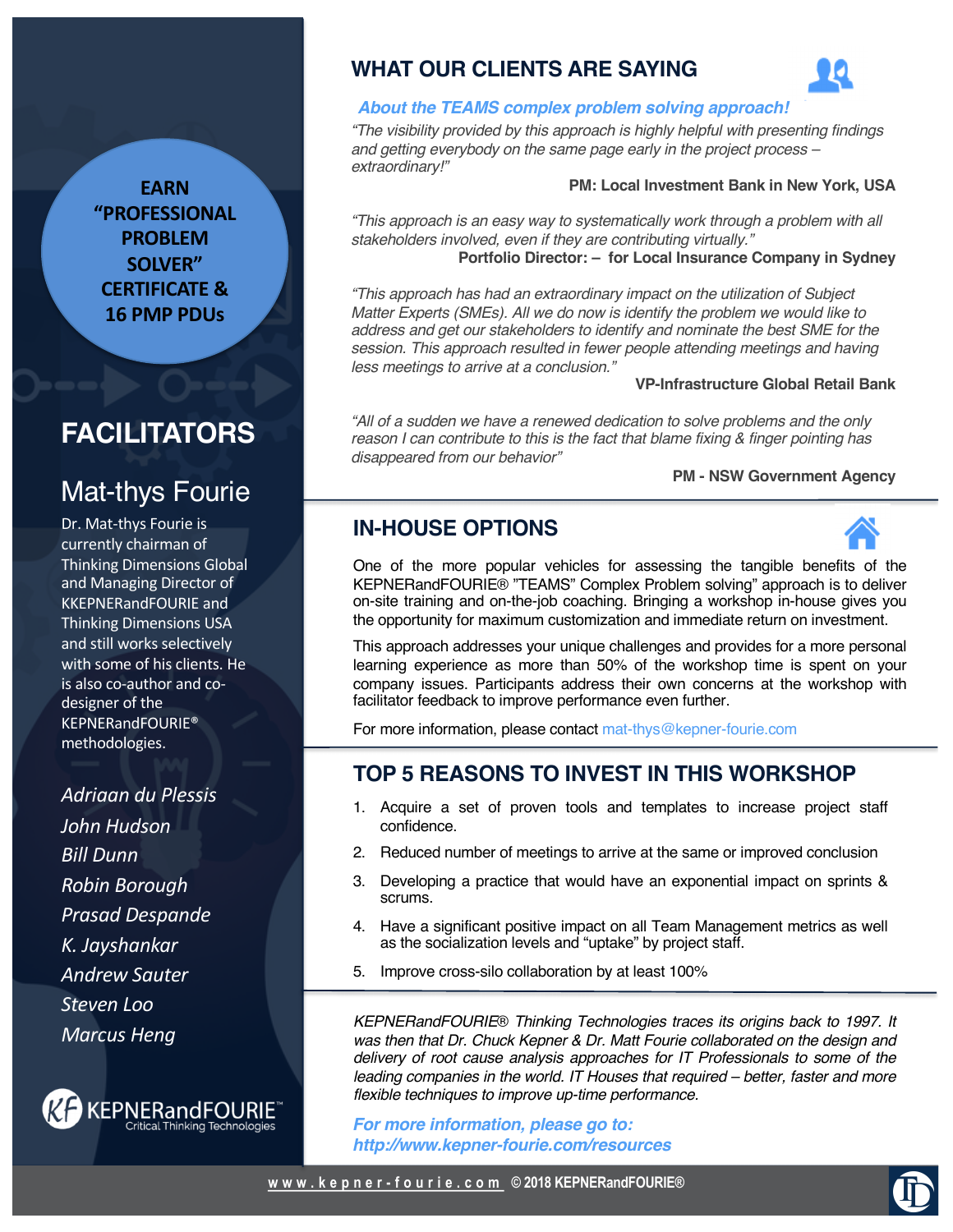EARN "PROFESSIONAL PROBLEM SOLVER" CERTIFICATE & 16 PMP PDUs

## FACILITATORS

### Mat-thys Fourie

Dr. Mat-thys Fourie is currently chairman of Thinking Dimensions Global and Managing Director of KKEPNERandFOURIE and Thinking Dimensions USA and still works selectively with some of his clients. He is also co-author and co-designer of the KEPNERandFOURIE® methodologies.

*Adriaan du Plessis*
*John Hudson*
*Bill Dunn*
*Robin Borough*
*Prasad Despande*
*K. Jayshankar*
*Andrew Sauter*
*Steven Loo*
*Marcus Heng*

KEPNERandFOURIE™ Critical Thinking Technologies

## WHAT OUR CLIENTS ARE SAYING

***About the TEAMS complex problem solving approach!***

*"The visibility provided by this approach is highly helpful with presenting findings and getting everybody on the same page early in the project process – extraordinary!"*

**PM: Local Investment Bank in New York, USA**

*"This approach is an easy way to systematically work through a problem with all stakeholders involved, even if they are contributing virtually."*

**Portfolio Director: – for Local Insurance Company in Sydney**

*"This approach has had an extraordinary impact on the utilization of Subject Matter Experts (SMEs). All we do now is identify the problem we would like to address and get our stakeholders to identify and nominate the best SME for the session. This approach resulted in fewer people attending meetings and having less meetings to arrive at a conclusion."*

**VP-Infrastructure Global Retail Bank**

*"All of a sudden we have a renewed dedication to solve problems and the only reason I can contribute to this is the fact that blame fixing & finger pointing has disappeared from our behavior"*

**PM - NSW Government Agency**

## IN-HOUSE OPTIONS

One of the more popular vehicles for assessing the tangible benefits of the KEPNERandFOURIE® "TEAMS" Complex Problem solving" approach is to deliver on-site training and on-the-job coaching. Bringing a workshop in-house gives you the opportunity for maximum customization and immediate return on investment.

This approach addresses your unique challenges and provides for a more personal learning experience as more than 50% of the workshop time is spent on your company issues. Participants address their own concerns at the workshop with facilitator feedback to improve performance even further.

For more information, please contact mat-thys@kepner-fourie.com

## TOP 5 REASONS TO INVEST IN THIS WORKSHOP

1. Acquire a set of proven tools and templates to increase project staff confidence.
2. Reduced number of meetings to arrive at the same or improved conclusion
3. Developing a practice that would have an exponential impact on sprints & scrums.
4. Have a significant positive impact on all Team Management metrics as well as the socialization levels and "uptake" by project staff.
5. Improve cross-silo collaboration by at least 100%

*KEPNERandFOURIE® Thinking Technologies traces its origins back to 1997. It was then that Dr. Chuck Kepner & Dr. Matt Fourie collaborated on the design and delivery of root cause analysis approaches for IT Professionals to some of the leading companies in the world. IT Houses that required – better, faster and more flexible techniques to improve up-time performance.*

***For more information, please go to: http://www.kepner-fourie.com/resources***

www.kepner-fourie.com © 2018 KEPNERandFOURIE®